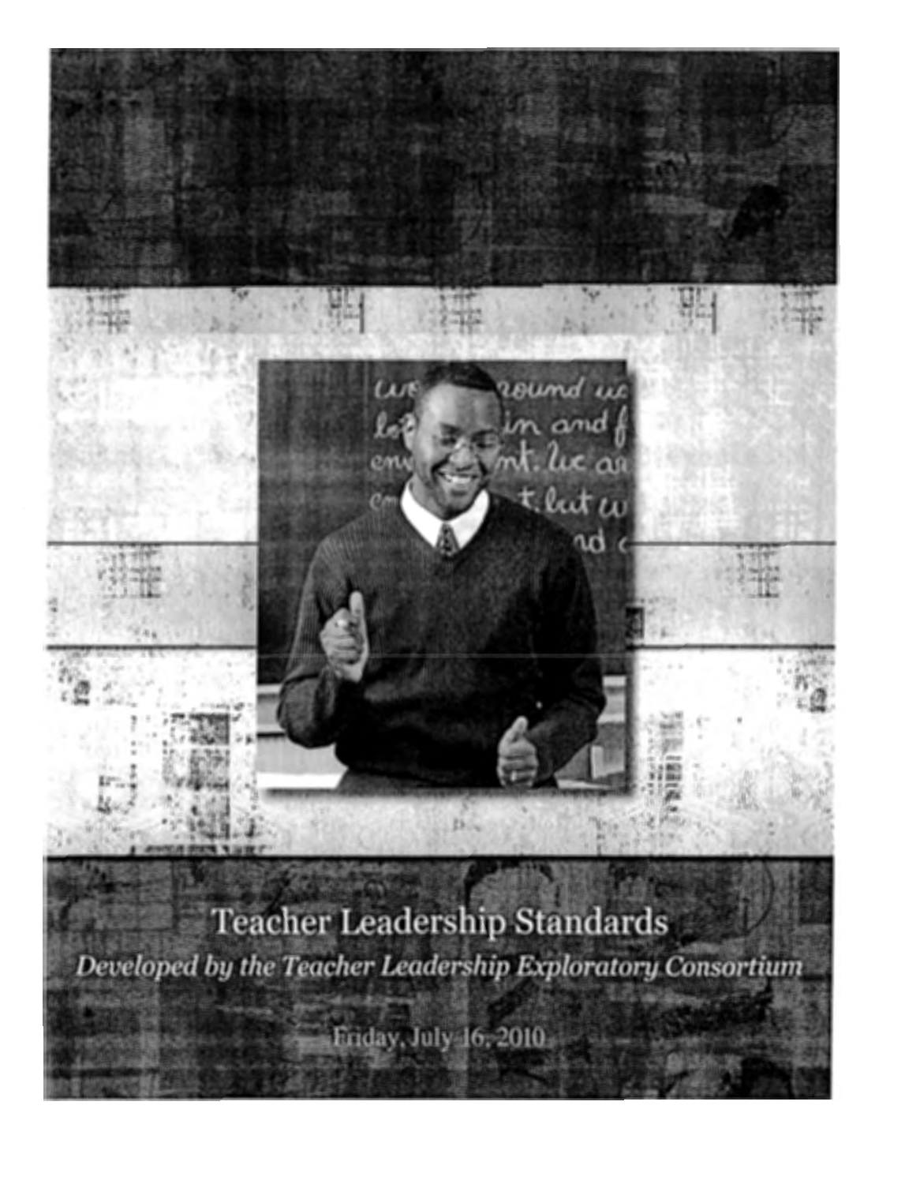# Teacher Leadership Standards

*Developed by the Teacher Leadership Exploratory Consortium*

Friday, July 16, 2010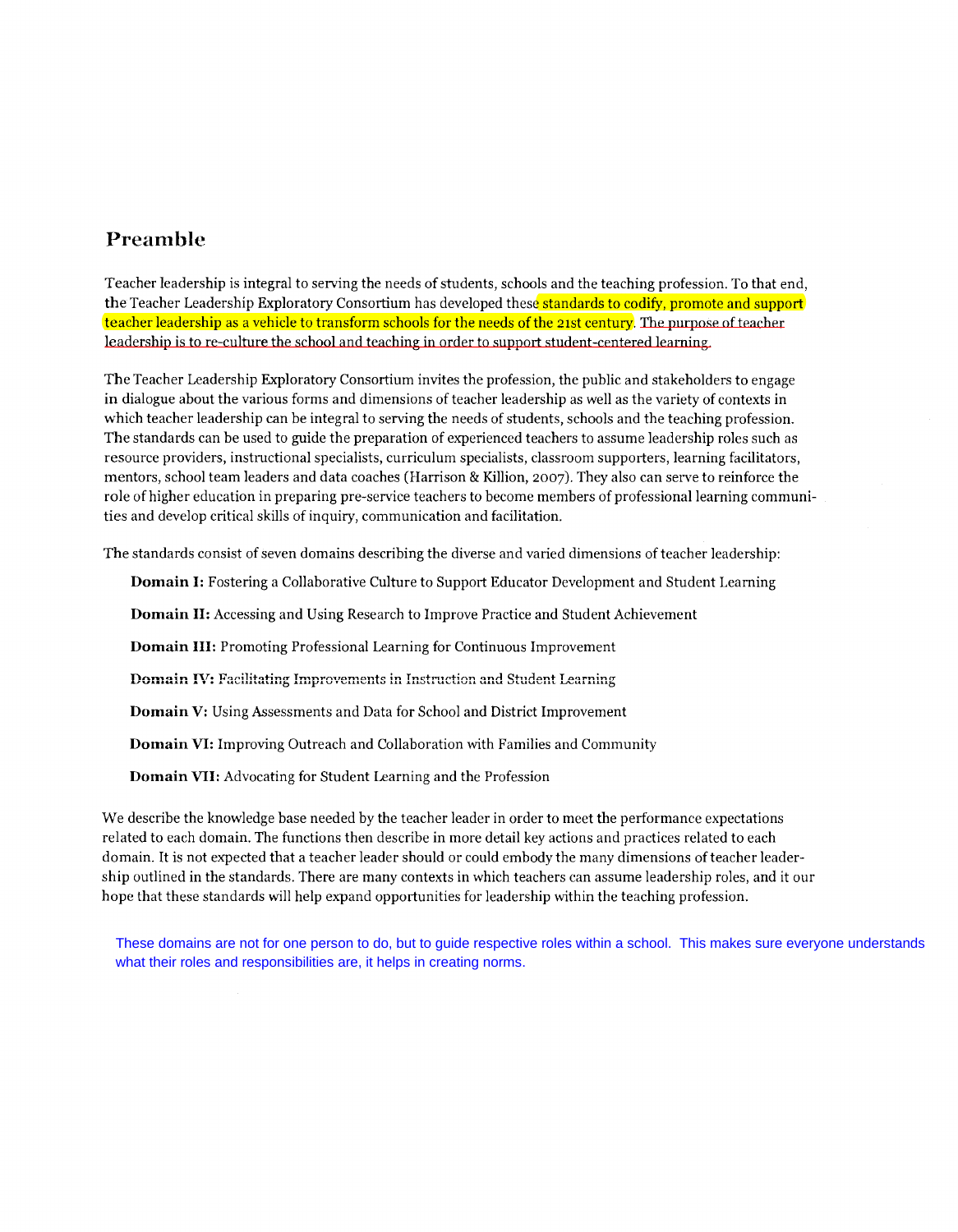## Preamble

Teacher leadership is integral to serving the needs of students, schools and the teaching profession. To that end, the Teacher Leadership Exploratory Consortium has developed these standards to codify, promote and support teacher leadership as a vehicle to transform schools for the needs of the 21st century. The purpose of teacher leadership is to re-culture the school and teaching in order to support student-centered learning.

The Teacher Leadership Exploratory Consortium invites the profession, the public and stakeholders to engage in dialogue about the various forms and dimensions of teacher leadership as well as the variety of contexts in which teacher leadership can be integral to serving the needs of students, schools and the teaching profession. The standards can be used to guide the preparation of experienced teachers to assume leadership roles such as resource providers, instructional specialists, curriculum specialists, classroom supporters, learning facilitators, mentors, school team leaders and data coaches (Harrison & Killion, 2007). They also can serve to reinforce the role of higher education in preparing pre-service teachers to become members of professional learning communities and develop critical skills of inquiry, communication and facilitation.

The standards consist of seven domains describing the diverse and varied dimensions of teacher leadership:

**Domain I:** Fostering a Collaborative Culture to Support Educator Development and Student Learning

**Domain II:** Accessing and Using Research to Improve Practice and Student Achievement

**Domain III:** Promoting Professional Learning for Continuous Improvement

**Domain IV:** Facilitating Improvements in Instruction and Student Learning

**Domain V:** Using Assessments and Data for School and District Improvement

**Domain VI:** Improving Outreach and Collaboration with Families and Community

**Domain VII:** Advocating for Student Learning and the Profession

We describe the knowledge base needed by the teacher leader in order to meet the performance expectations related to each domain. The functions then describe in more detail key actions and practices related to each domain. It is not expected that a teacher leader should or could embody the many dimensions of teacher leadership outlined in the standards. There are many contexts in which teachers can assume leadership roles, and it our hope that these standards will help expand opportunities for leadership within the teaching profession.

These domains are not for one person to do, but to guide respective roles within a school. This makes sure everyone understands what their roles and responsibilities are, it helps in creating norms.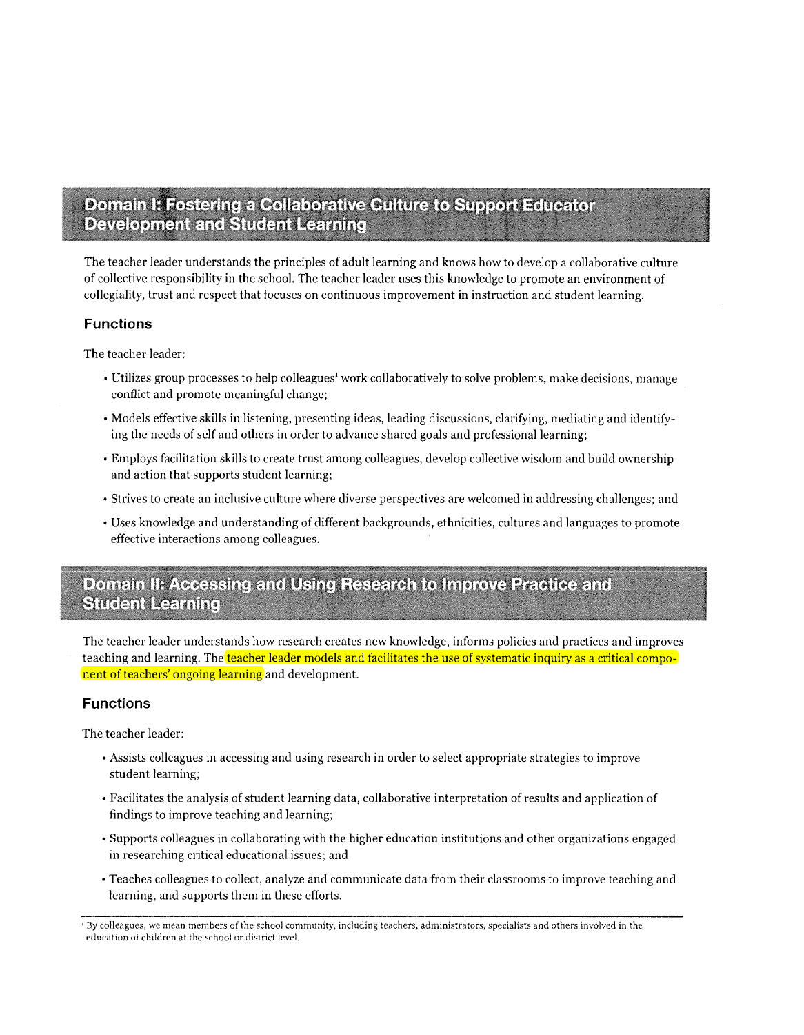## Domain I: Fostering a Collaborative Culture to Support Educator Development and Student Learning

The teacher leader understands the principles of adult learning and knows how to develop a collaborative culture of collective responsibility in the school. The teacher leader uses this knowledge to promote an environment of collegiality, trust and respect that focuses on continuous improvement in instruction and student learning.

### Functions

The teacher leader:

- Utilizes group processes to help colleagues' work collaboratively to solve problems, make decisions, manage conflict and promote meaningful change;
- Models effective skills in listening, presenting ideas, leading discussions, clarifying, mediating and identifying the needs of self and others in order to advance shared goals and professional learning;
- Employs facilitation skills to create trust among colleagues, develop collective wisdom and build ownership and action that supports student learning;
- Strives to create an inclusive culture where diverse perspectives are welcomed in addressing challenges; and
- Uses knowledge and understanding of different backgrounds, ethnicities, cultures and languages to promote effective interactions among colleagues.

## Domain II: Accessing and Using Research to Improve Practice and Student Learning

The teacher leader understands how research creates new knowledge, informs policies and practices and improves teaching and learning. The teacher leader models and facilitates the use of systematic inquiry as a critical component of teachers' ongoing learning and development.

### Functions

The teacher leader:

- Assists colleagues in accessing and using research in order to select appropriate strategies to improve student learning;
- Facilitates the analysis of student learning data, collaborative interpretation of results and application of findings to improve teaching and learning;
- Supports colleagues in collaborating with the higher education institutions and other organizations engaged in researching critical educational issues; and
- Teaches colleagues to collect, analyze and communicate data from their classrooms to improve teaching and learning, and supports them in these efforts.

[1] By colleagues, we mean members of the school community, including teachers, administrators, specialists and others involved in the education of children at the school or district level.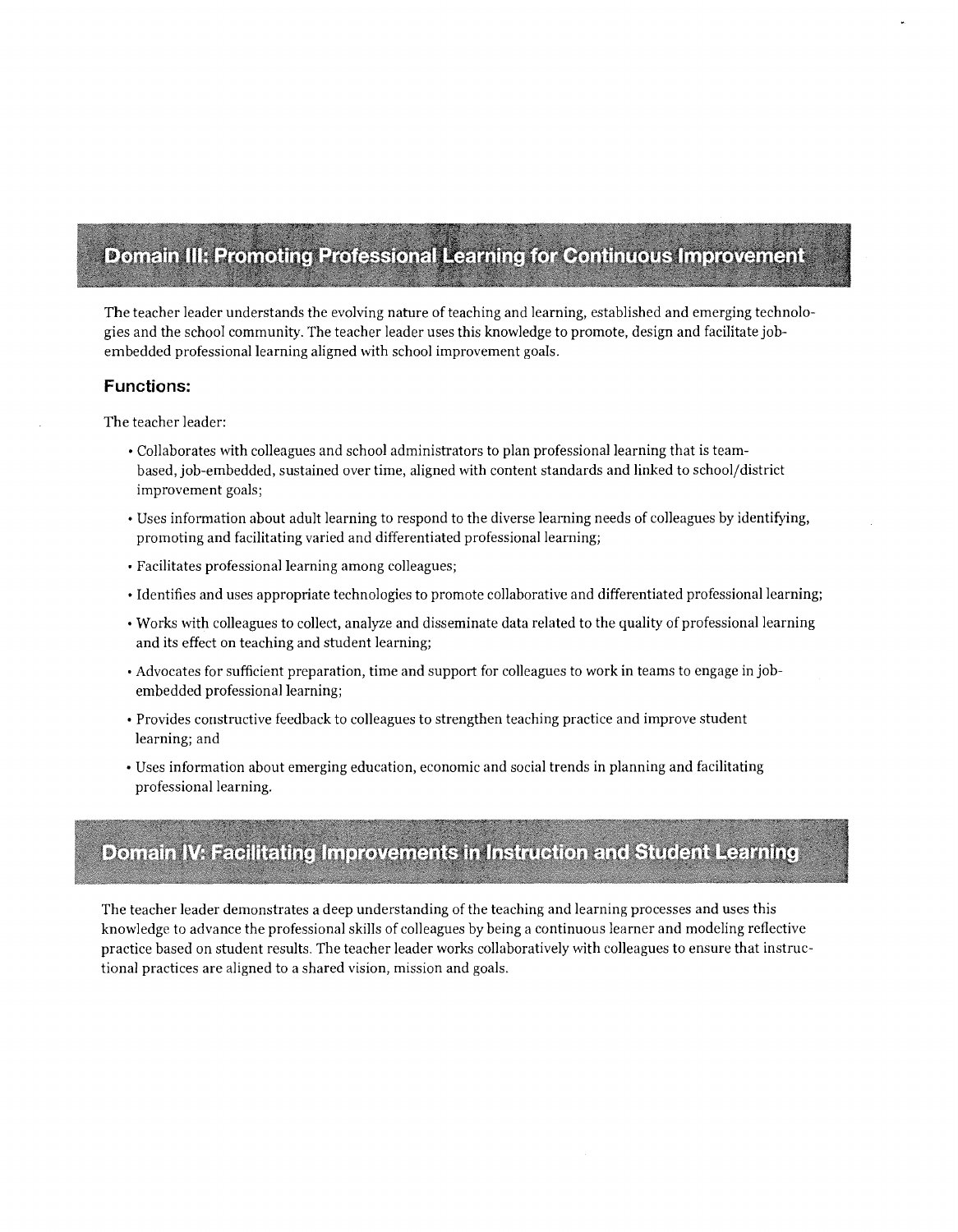## Domain III: Promoting Professional Learning for Continuous Improvement

The teacher leader understands the evolving nature of teaching and learning, established and emerging technologies and the school community. The teacher leader uses this knowledge to promote, design and facilitate job-embedded professional learning aligned with school improvement goals.

### Functions:

The teacher leader:

- Collaborates with colleagues and school administrators to plan professional learning that is team-based, job-embedded, sustained over time, aligned with content standards and linked to school/district improvement goals;
- Uses information about adult learning to respond to the diverse learning needs of colleagues by identifying, promoting and facilitating varied and differentiated professional learning;
- Facilitates professional learning among colleagues;
- Identifies and uses appropriate technologies to promote collaborative and differentiated professional learning;
- Works with colleagues to collect, analyze and disseminate data related to the quality of professional learning and its effect on teaching and student learning;
- Advocates for sufficient preparation, time and support for colleagues to work in teams to engage in job-embedded professional learning;
- Provides constructive feedback to colleagues to strengthen teaching practice and improve student learning; and
- Uses information about emerging education, economic and social trends in planning and facilitating professional learning.

## Domain IV: Facilitating Improvements in Instruction and Student Learning

The teacher leader demonstrates a deep understanding of the teaching and learning processes and uses this knowledge to advance the professional skills of colleagues by being a continuous learner and modeling reflective practice based on student results. The teacher leader works collaboratively with colleagues to ensure that instructional practices are aligned to a shared vision, mission and goals.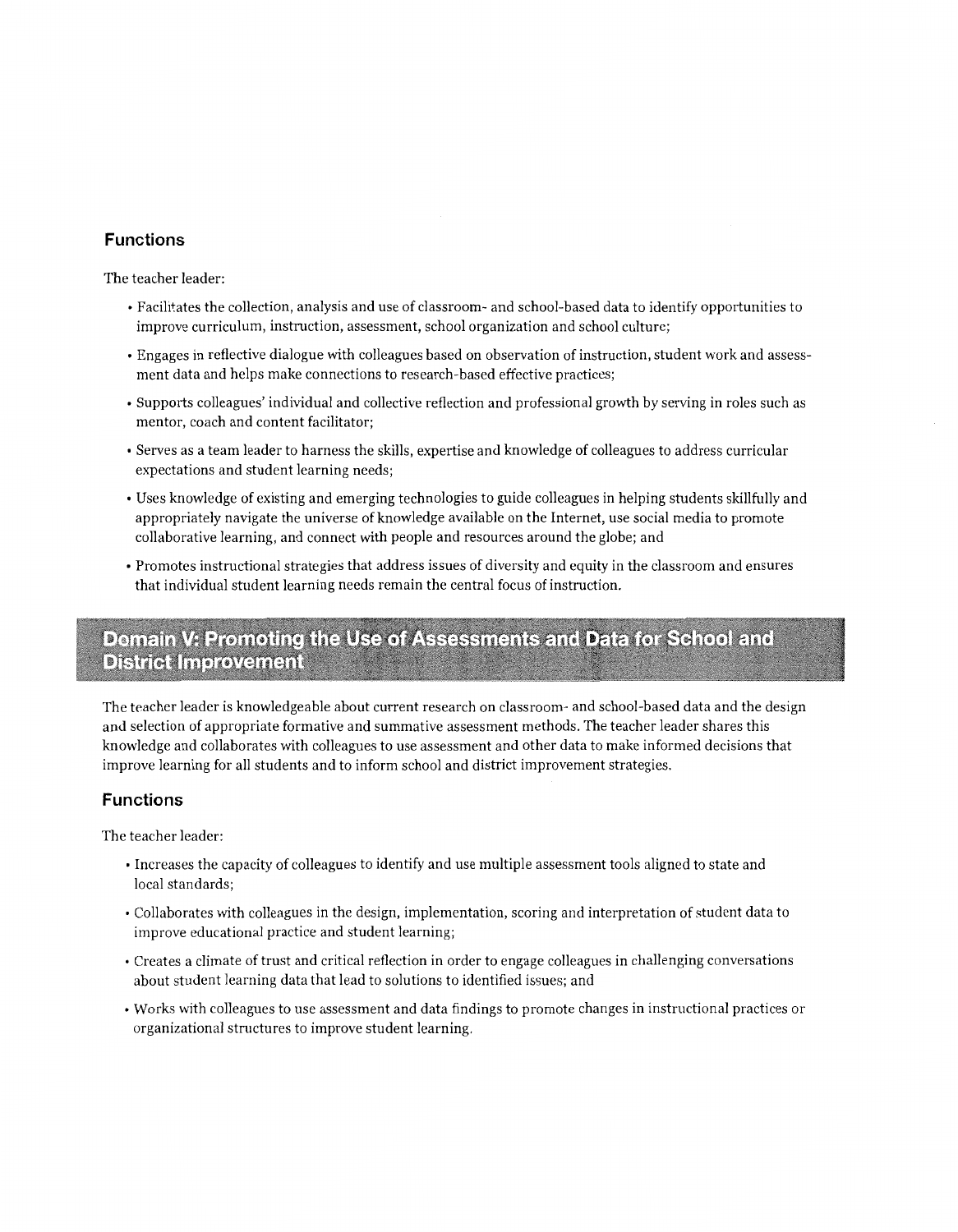### Functions

The teacher leader:

- Facilitates the collection, analysis and use of classroom- and school-based data to identify opportunities to improve curriculum, instruction, assessment, school organization and school culture;
- Engages in reflective dialogue with colleagues based on observation of instruction, student work and assessment data and helps make connections to research-based effective practices;
- Supports colleagues' individual and collective reflection and professional growth by serving in roles such as mentor, coach and content facilitator;
- Serves as a team leader to harness the skills, expertise and knowledge of colleagues to address curricular expectations and student learning needs;
- Uses knowledge of existing and emerging technologies to guide colleagues in helping students skillfully and appropriately navigate the universe of knowledge available on the Internet, use social media to promote collaborative learning, and connect with people and resources around the globe; and
- Promotes instructional strategies that address issues of diversity and equity in the classroom and ensures that individual student learning needs remain the central focus of instruction.

## Domain V: Promoting the Use of Assessments and Data for School and District Improvement

The teacher leader is knowledgeable about current research on classroom- and school-based data and the design and selection of appropriate formative and summative assessment methods. The teacher leader shares this knowledge and collaborates with colleagues to use assessment and other data to make informed decisions that improve learning for all students and to inform school and district improvement strategies.

### Functions

The teacher leader:

- Increases the capacity of colleagues to identify and use multiple assessment tools aligned to state and local standards;
- Collaborates with colleagues in the design, implementation, scoring and interpretation of student data to improve educational practice and student learning;
- Creates a climate of trust and critical reflection in order to engage colleagues in challenging conversations about student learning data that lead to solutions to identified issues; and
- Works with colleagues to use assessment and data findings to promote changes in instructional practices or organizational structures to improve student learning.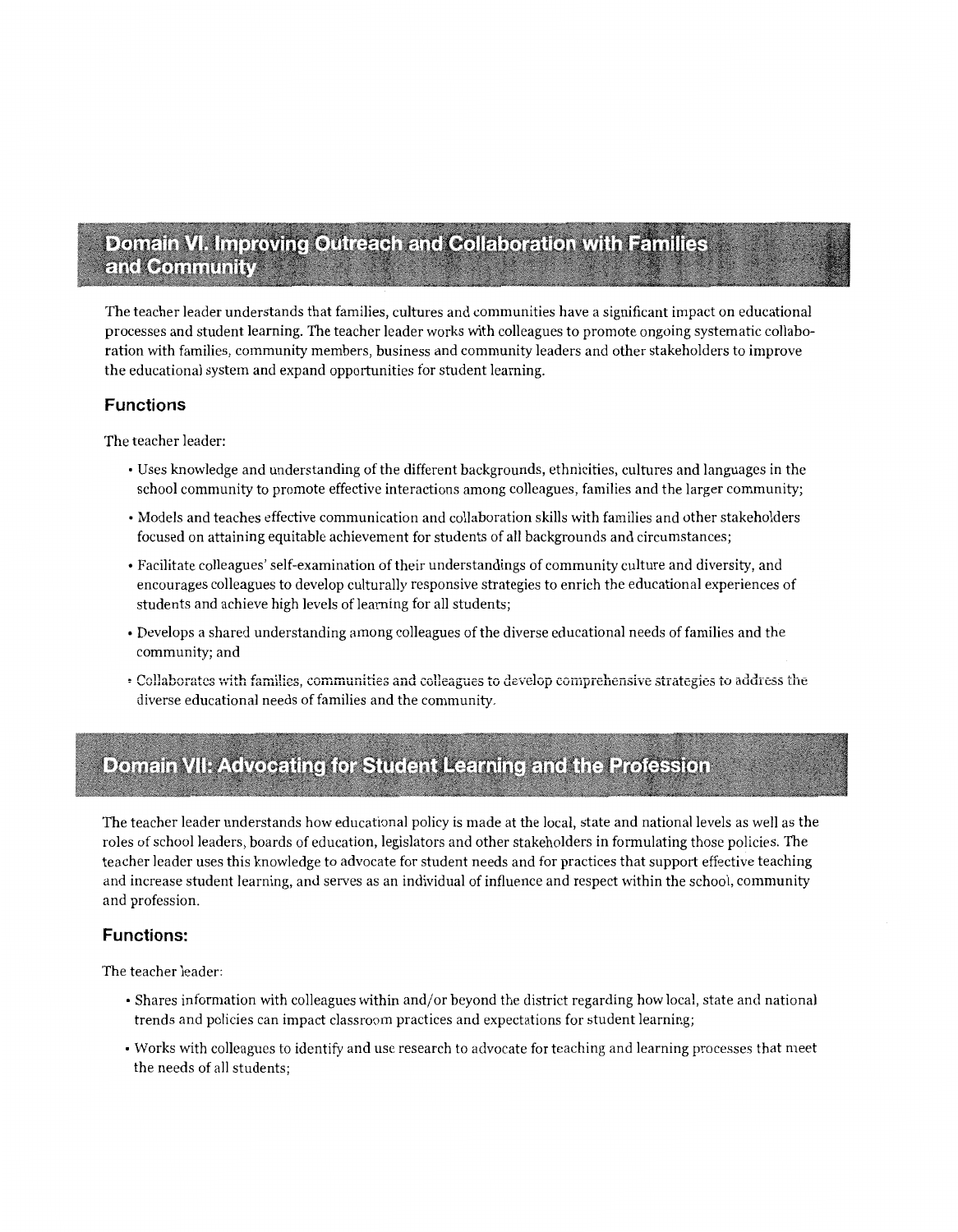## Domain VI. Improving Outreach and Collaboration with Families and Community

The teacher leader understands that families, cultures and communities have a significant impact on educational processes and student learning. The teacher leader works with colleagues to promote ongoing systematic collaboration with families, community members, business and community leaders and other stakeholders to improve the educational system and expand opportunities for student learning.

### Functions

The teacher leader:

- Uses knowledge and understanding of the different backgrounds, ethnicities, cultures and languages in the school community to promote effective interactions among colleagues, families and the larger community;
- Models and teaches effective communication and collaboration skills with families and other stakeholders focused on attaining equitable achievement for students of all backgrounds and circumstances;
- Facilitate colleagues' self-examination of their understandings of community culture and diversity, and encourages colleagues to develop culturally responsive strategies to enrich the educational experiences of students and achieve high levels of learning for all students;
- Develops a shared understanding among colleagues of the diverse educational needs of families and the community; and
- Collaborates with families, communities and colleagues to develop comprehensive strategies to address the diverse educational needs of families and the community.

## Domain VII: Advocating for Student Learning and the Profession

The teacher leader understands how educational policy is made at the local, state and national levels as well as the roles of school leaders, boards of education, legislators and other stakeholders in formulating those policies. The teacher leader uses this knowledge to advocate for student needs and for practices that support effective teaching and increase student learning, and serves as an individual of influence and respect within the school, community and profession.

### Functions:

The teacher leader:

- Shares information with colleagues within and/or beyond the district regarding how local, state and national trends and policies can impact classroom practices and expectations for student learning;
- Works with colleagues to identify and use research to advocate for teaching and learning processes that meet the needs of all students;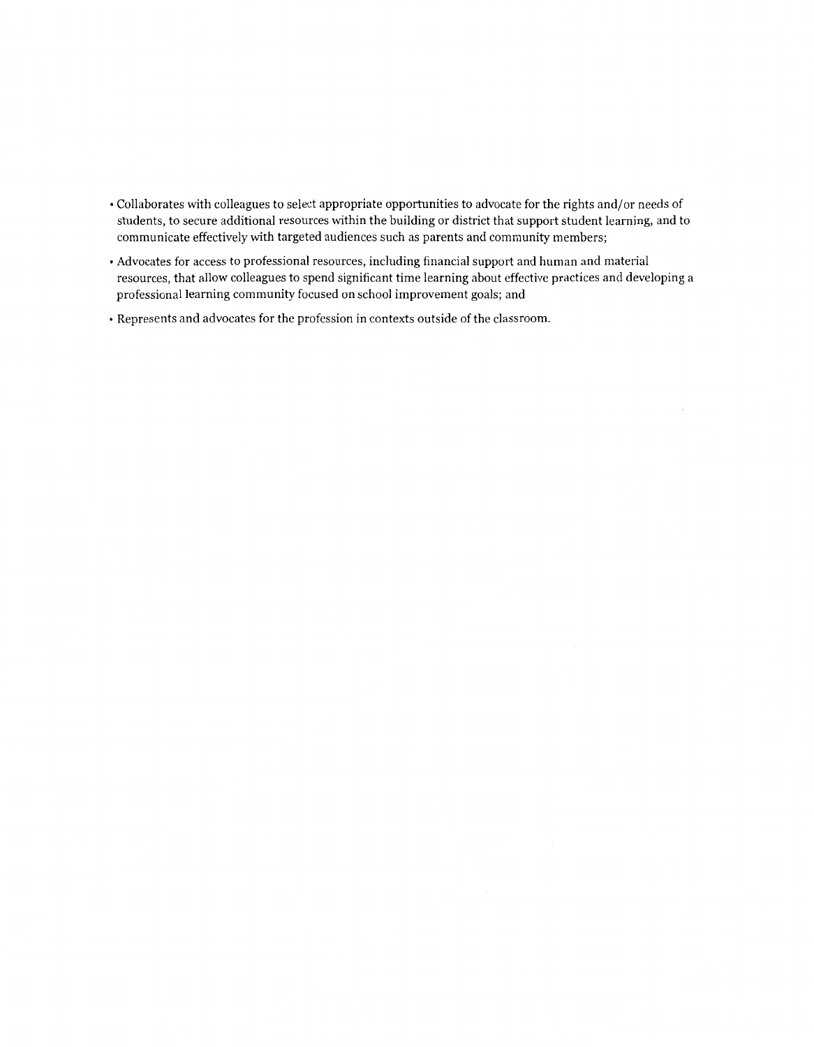- Collaborates with colleagues to select appropriate opportunities to advocate for the rights and/or needs of students, to secure additional resources within the building or district that support student learning, and to communicate effectively with targeted audiences such as parents and community members;
- Advocates for access to professional resources, including financial support and human and material resources, that allow colleagues to spend significant time learning about effective practices and developing a professional learning community focused on school improvement goals; and
- Represents and advocates for the profession in contexts outside of the classroom.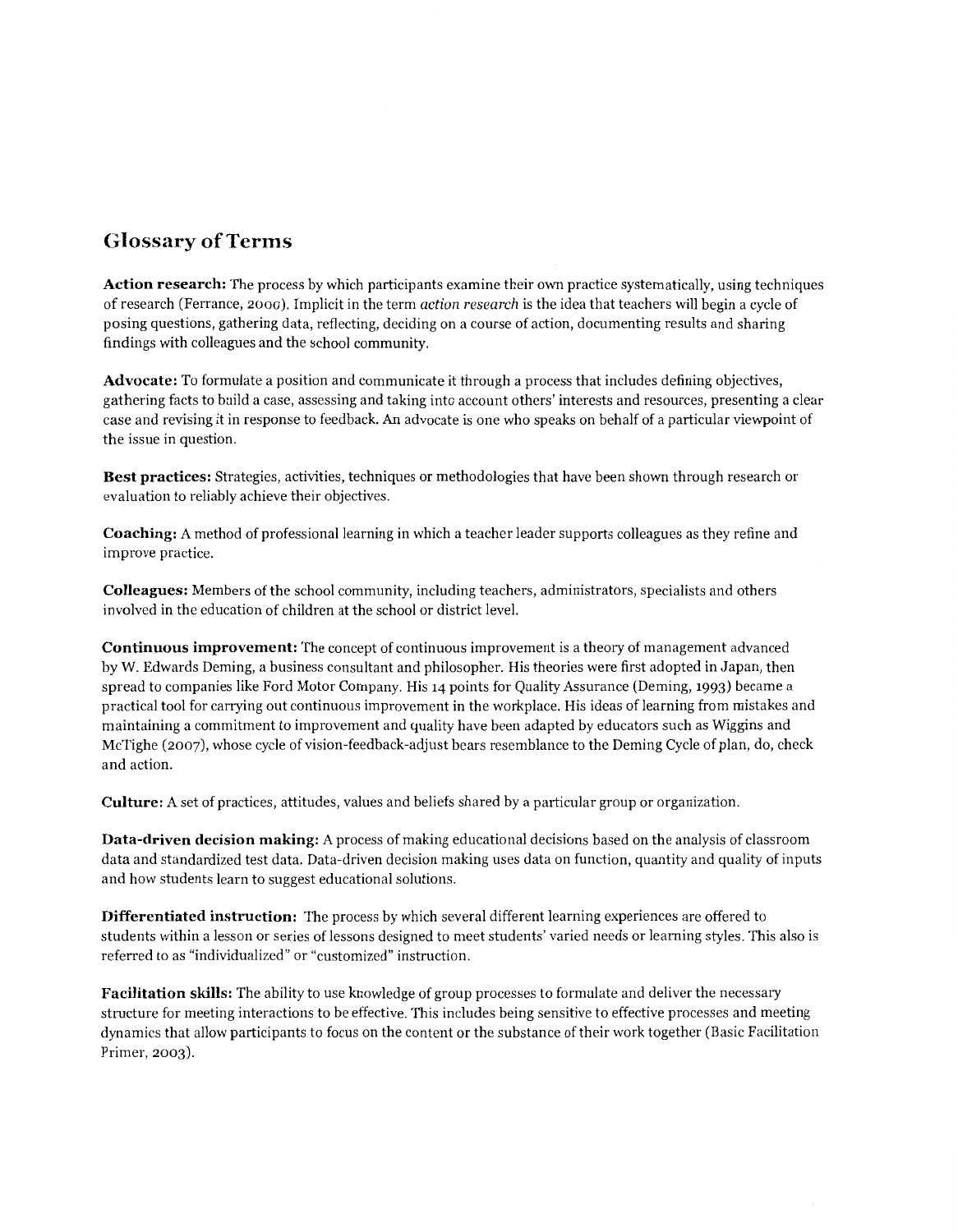## Glossary of Terms

**Action research:** The process by which participants examine their own practice systematically, using techniques of research (Ferrance, 2000). Implicit in the term *action research* is the idea that teachers will begin a cycle of posing questions, gathering data, reflecting, deciding on a course of action, documenting results and sharing findings with colleagues and the school community.

**Advocate:** To formulate a position and communicate it through a process that includes defining objectives, gathering facts to build a case, assessing and taking into account others' interests and resources, presenting a clear case and revising it in response to feedback. An advocate is one who speaks on behalf of a particular viewpoint of the issue in question.

**Best practices:** Strategies, activities, techniques or methodologies that have been shown through research or evaluation to reliably achieve their objectives.

**Coaching:** A method of professional learning in which a teacher leader supports colleagues as they refine and improve practice.

**Colleagues:** Members of the school community, including teachers, administrators, specialists and others involved in the education of children at the school or district level.

**Continuous improvement:** The concept of continuous improvement is a theory of management advanced by W. Edwards Deming, a business consultant and philosopher. His theories were first adopted in Japan, then spread to companies like Ford Motor Company. His 14 points for Quality Assurance (Deming, 1993) became a practical tool for carrying out continuous improvement in the workplace. His ideas of learning from mistakes and maintaining a commitment to improvement and quality have been adapted by educators such as Wiggins and McTighe (2007), whose cycle of vision-feedback-adjust bears resemblance to the Deming Cycle of plan, do, check and action.

**Culture:** A set of practices, attitudes, values and beliefs shared by a particular group or organization.

**Data-driven decision making:** A process of making educational decisions based on the analysis of classroom data and standardized test data. Data-driven decision making uses data on function, quantity and quality of inputs and how students learn to suggest educational solutions.

**Differentiated instruction:** The process by which several different learning experiences are offered to students within a lesson or series of lessons designed to meet students' varied needs or learning styles. This also is referred to as "individualized" or "customized" instruction.

**Facilitation skills:** The ability to use knowledge of group processes to formulate and deliver the necessary structure for meeting interactions to be effective. This includes being sensitive to effective processes and meeting dynamics that allow participants to focus on the content or the substance of their work together (Basic Facilitation Primer, 2003).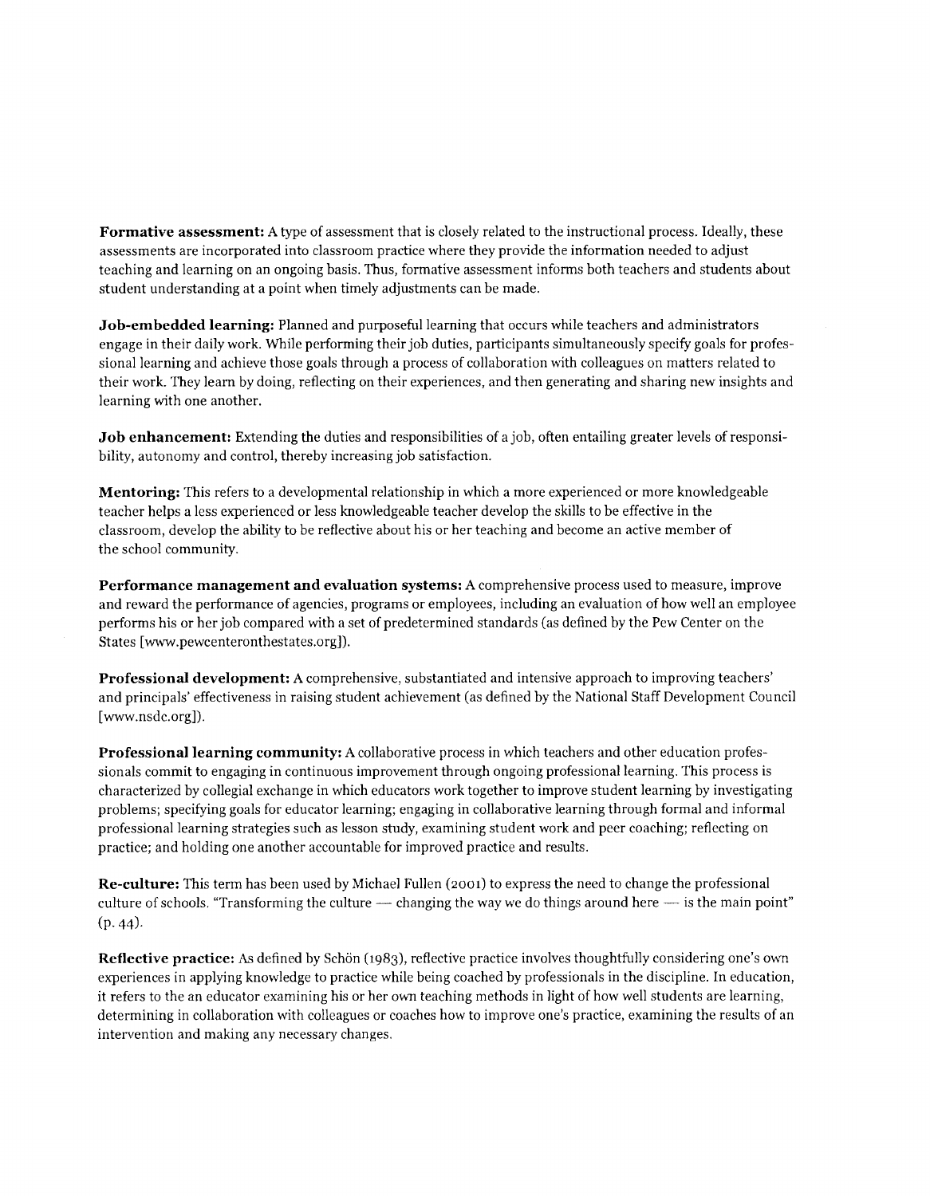**Formative assessment:** A type of assessment that is closely related to the instructional process. Ideally, these assessments are incorporated into classroom practice where they provide the information needed to adjust teaching and learning on an ongoing basis. Thus, formative assessment informs both teachers and students about student understanding at a point when timely adjustments can be made.

**Job-embedded learning:** Planned and purposeful learning that occurs while teachers and administrators engage in their daily work. While performing their job duties, participants simultaneously specify goals for professional learning and achieve those goals through a process of collaboration with colleagues on matters related to their work. They learn by doing, reflecting on their experiences, and then generating and sharing new insights and learning with one another.

**Job enhancement:** Extending the duties and responsibilities of a job, often entailing greater levels of responsibility, autonomy and control, thereby increasing job satisfaction.

**Mentoring:** This refers to a developmental relationship in which a more experienced or more knowledgeable teacher helps a less experienced or less knowledgeable teacher develop the skills to be effective in the classroom, develop the ability to be reflective about his or her teaching and become an active member of the school community.

**Performance management and evaluation systems:** A comprehensive process used to measure, improve and reward the performance of agencies, programs or employees, including an evaluation of how well an employee performs his or her job compared with a set of predetermined standards (as defined by the Pew Center on the States [www.pewcenteronthestates.org]).

**Professional development:** A comprehensive, substantiated and intensive approach to improving teachers' and principals' effectiveness in raising student achievement (as defined by the National Staff Development Council [www.nsdc.org]).

**Professional learning community:** A collaborative process in which teachers and other education professionals commit to engaging in continuous improvement through ongoing professional learning. This process is characterized by collegial exchange in which educators work together to improve student learning by investigating problems; specifying goals for educator learning; engaging in collaborative learning through formal and informal professional learning strategies such as lesson study, examining student work and peer coaching; reflecting on practice; and holding one another accountable for improved practice and results.

**Re-culture:** This term has been used by Michael Fullen (2001) to express the need to change the professional culture of schools. "Transforming the culture — changing the way we do things around here — is the main point" (p. 44).

**Reflective practice:** As defined by Schön (1983), reflective practice involves thoughtfully considering one's own experiences in applying knowledge to practice while being coached by professionals in the discipline. In education, it refers to the an educator examining his or her own teaching methods in light of how well students are learning, determining in collaboration with colleagues or coaches how to improve one's practice, examining the results of an intervention and making any necessary changes.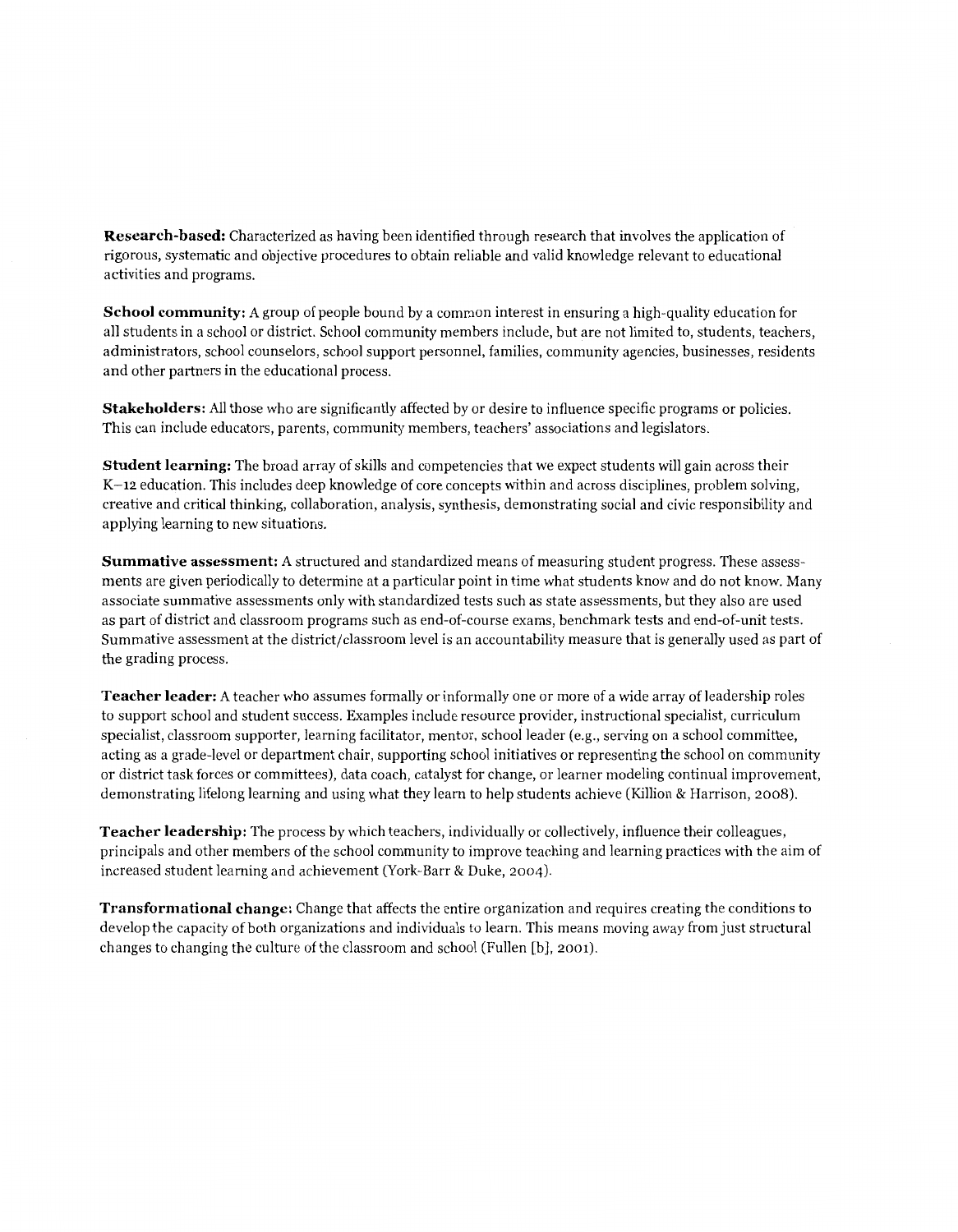**Research-based:** Characterized as having been identified through research that involves the application of rigorous, systematic and objective procedures to obtain reliable and valid knowledge relevant to educational activities and programs.

**School community:** A group of people bound by a common interest in ensuring a high-quality education for all students in a school or district. School community members include, but are not limited to, students, teachers, administrators, school counselors, school support personnel, families, community agencies, businesses, residents and other partners in the educational process.

**Stakeholders:** All those who are significantly affected by or desire to influence specific programs or policies. This can include educators, parents, community members, teachers' associations and legislators.

**Student learning:** The broad array of skills and competencies that we expect students will gain across their K–12 education. This includes deep knowledge of core concepts within and across disciplines, problem solving, creative and critical thinking, collaboration, analysis, synthesis, demonstrating social and civic responsibility and applying learning to new situations.

**Summative assessment:** A structured and standardized means of measuring student progress. These assessments are given periodically to determine at a particular point in time what students know and do not know. Many associate summative assessments only with standardized tests such as state assessments, but they also are used as part of district and classroom programs such as end-of-course exams, benchmark tests and end-of-unit tests. Summative assessment at the district/classroom level is an accountability measure that is generally used as part of the grading process.

**Teacher leader:** A teacher who assumes formally or informally one or more of a wide array of leadership roles to support school and student success. Examples include resource provider, instructional specialist, curriculum specialist, classroom supporter, learning facilitator, mentor, school leader (e.g., serving on a school committee, acting as a grade-level or department chair, supporting school initiatives or representing the school on community or district task forces or committees), data coach, catalyst for change, or learner modeling continual improvement, demonstrating lifelong learning and using what they learn to help students achieve (Killion & Harrison, 2008).

**Teacher leadership:** The process by which teachers, individually or collectively, influence their colleagues, principals and other members of the school community to improve teaching and learning practices with the aim of increased student learning and achievement (York-Barr & Duke, 2004).

**Transformational change:** Change that affects the entire organization and requires creating the conditions to develop the capacity of both organizations and individuals to learn. This means moving away from just structural changes to changing the culture of the classroom and school (Fullen [b], 2001).